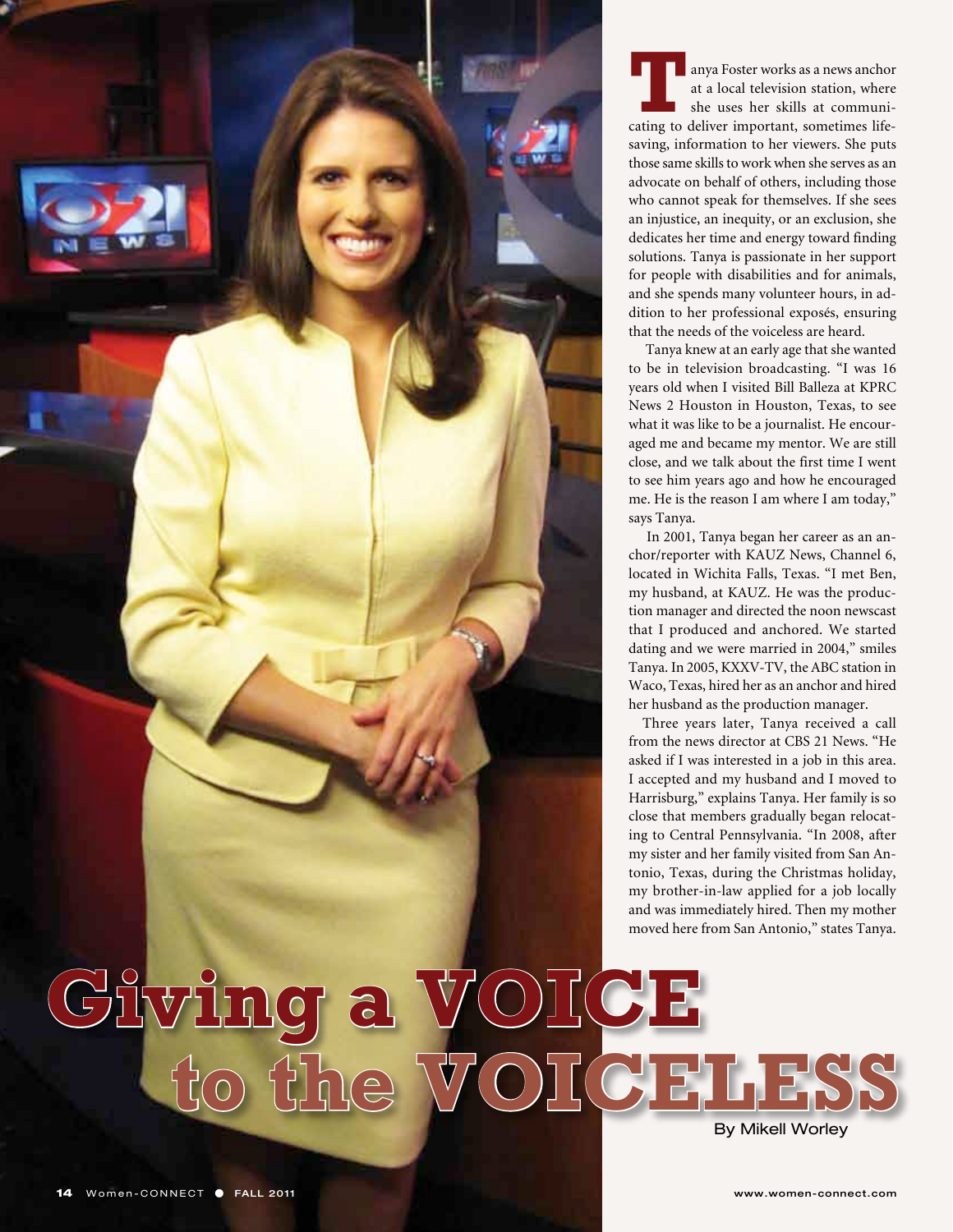# Giving a VOICE to the VOICELESS

By Mikell Worley

Tanya Foster works as a news anchor at a local television station, where she uses her skills at communicating to deliver important, sometimes life-saving, information to her viewers. She puts those same skills to work when she serves as an advocate on behalf of others, including those who cannot speak for themselves. If she sees an injustice, an inequity, or an exclusion, she dedicates her time and energy toward finding solutions. Tanya is passionate in her support for people with disabilities and for animals, and she spends many volunteer hours, in addition to her professional exposés, ensuring that the needs of the voiceless are heard.

Tanya knew at an early age that she wanted to be in television broadcasting. "I was 16 years old when I visited Bill Balleza at KPRC News 2 Houston in Houston, Texas, to see what it was like to be a journalist. He encouraged me and became my mentor. We are still close, and we talk about the first time I went to see him years ago and how he encouraged me. He is the reason I am where I am today," says Tanya.

In 2001, Tanya began her career as an anchor/reporter with KAUZ News, Channel 6, located in Wichita Falls, Texas. "I met Ben, my husband, at KAUZ. He was the production manager and directed the noon newscast that I produced and anchored. We started dating and we were married in 2004," smiles Tanya. In 2005, KXXV-TV, the ABC station in Waco, Texas, hired her as an anchor and hired her husband as the production manager.

Three years later, Tanya received a call from the news director at CBS 21 News. "He asked if I was interested in a job in this area. I accepted and my husband and I moved to Harrisburg," explains Tanya. Her family is so close that members gradually began relocating to Central Pennsylvania. "In 2008, after my sister and her family visited from San Antonio, Texas, during the Christmas holiday, my brother-in-law applied for a job locally and was immediately hired. Then my mother moved here from San Antonio," states Tanya.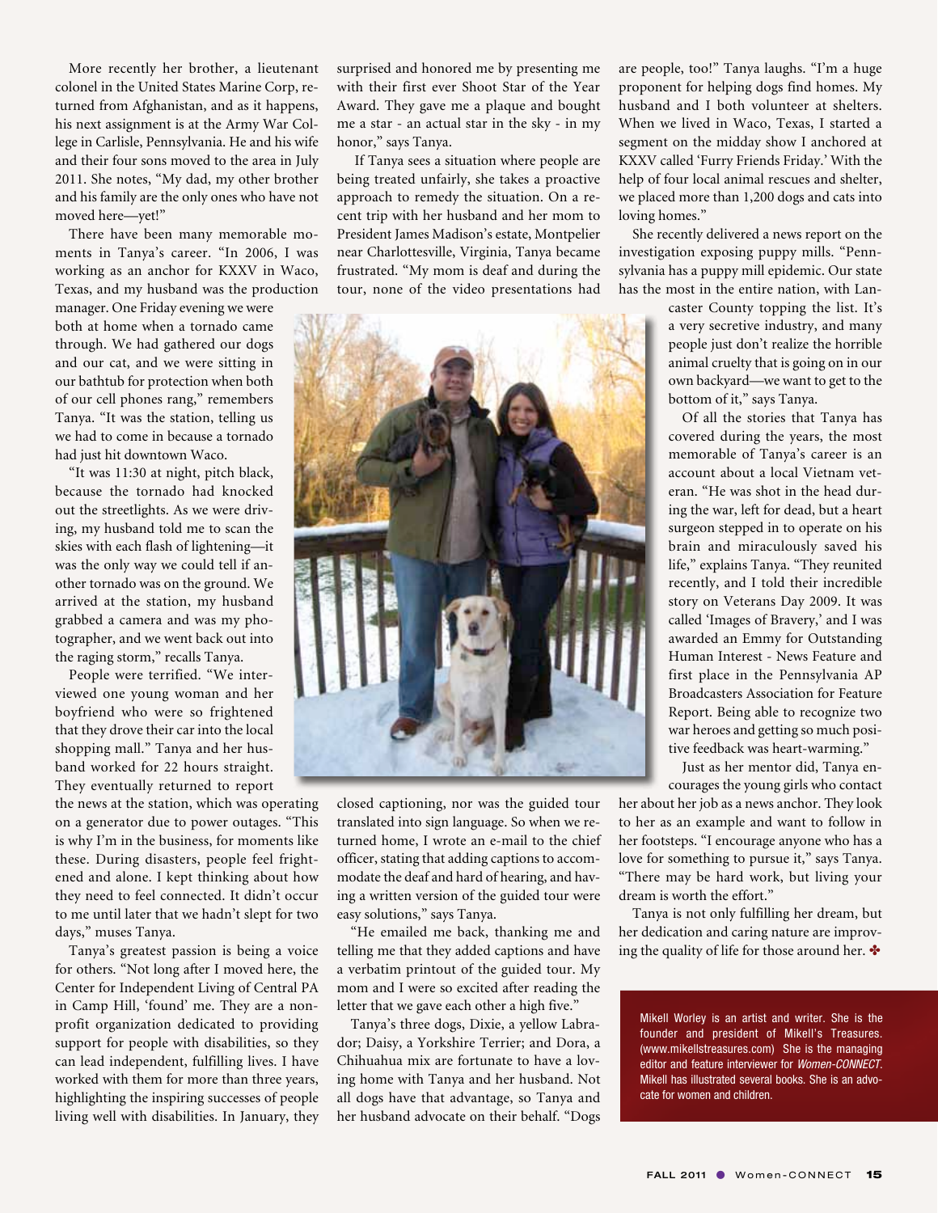More recently her brother, a lieutenant colonel in the United States Marine Corp, returned from Afghanistan, and as it happens, his next assignment is at the Army War College in Carlisle, Pennsylvania. He and his wife and their four sons moved to the area in July 2011. She notes, "My dad, my other brother and his family are the only ones who have not moved here—yet!"

There have been many memorable moments in Tanya's career. "In 2006, I was working as an anchor for KXXV in Waco, Texas, and my husband was the production manager. One Friday evening we were both at home when a tornado came through. We had gathered our dogs and our cat, and we were sitting in our bathtub for protection when both of our cell phones rang," remembers Tanya. "It was the station, telling us we had to come in because a tornado had just hit downtown Waco.

"It was 11:30 at night, pitch black, because the tornado had knocked out the streetlights. As we were driving, my husband told me to scan the skies with each flash of lightening—it was the only way we could tell if another tornado was on the ground. We arrived at the station, my husband grabbed a camera and was my photographer, and we went back out into the raging storm," recalls Tanya.

People were terrified. "We interviewed one young woman and her boyfriend who were so frightened that they drove their car into the local shopping mall." Tanya and her husband worked for 22 hours straight. They eventually returned to report the news at the station, which was operating on a generator due to power outages. "This is why I'm in the business, for moments like these. During disasters, people feel frightened and alone. I kept thinking about how they need to feel connected. It didn't occur to me until later that we hadn't slept for two days," muses Tanya.

Tanya's greatest passion is being a voice for others. "Not long after I moved here, the Center for Independent Living of Central PA in Camp Hill, 'found' me. They are a nonprofit organization dedicated to providing support for people with disabilities, so they can lead independent, fulfilling lives. I have worked with them for more than three years, highlighting the inspiring successes of people living well with disabilities. In January, they surprised and honored me by presenting me with their first ever Shoot Star of the Year Award. They gave me a plaque and bought me a star - an actual star in the sky - in my honor," says Tanya.

If Tanya sees a situation where people are being treated unfairly, she takes a proactive approach to remedy the situation. On a recent trip with her husband and her mom to President James Madison's estate, Montpelier near Charlottesville, Virginia, Tanya became frustrated. "My mom is deaf and during the tour, none of the video presentations had closed captioning, nor was the guided tour translated into sign language. So when we returned home, I wrote an e-mail to the chief officer, stating that adding captions to accommodate the deaf and hard of hearing, and having a written version of the guided tour were easy solutions," says Tanya.

"He emailed me back, thanking me and telling me that they added captions and have a verbatim printout of the guided tour. My mom and I were so excited after reading the letter that we gave each other a high five."

Tanya's three dogs, Dixie, a yellow Labrador; Daisy, a Yorkshire Terrier; and Dora, a Chihuahua mix are fortunate to have a loving home with Tanya and her husband. Not all dogs have that advantage, so Tanya and her husband advocate on their behalf. "Dogs are people, too!" Tanya laughs. "I'm a huge proponent for helping dogs find homes. My husband and I both volunteer at shelters. When we lived in Waco, Texas, I started a segment on the midday show I anchored at KXXV called 'Furry Friends Friday.' With the help of four local animal rescues and shelter, we placed more than 1,200 dogs and cats into loving homes."

She recently delivered a news report on the investigation exposing puppy mills. "Pennsylvania has a puppy mill epidemic. Our state has the most in the entire nation, with Lancaster County topping the list. It's a very secretive industry, and many people just don't realize the horrible animal cruelty that is going on in our own backyard—we want to get to the bottom of it," says Tanya.

Of all the stories that Tanya has covered during the years, the most memorable of Tanya's career is an account about a local Vietnam veteran. "He was shot in the head during the war, left for dead, but a heart surgeon stepped in to operate on his brain and miraculously saved his life," explains Tanya. "They reunited recently, and I told their incredible story on Veterans Day 2009. It was called 'Images of Bravery,' and I was awarded an Emmy for Outstanding Human Interest - News Feature and first place in the Pennsylvania AP Broadcasters Association for Feature Report. Being able to recognize two war heroes and getting so much positive feedback was heart-warming."

Just as her mentor did, Tanya encourages the young girls who contact her about her job as a news anchor. They look to her as an example and want to follow in her footsteps. "I encourage anyone who has a love for something to pursue it," says Tanya. "There may be hard work, but living your dream is worth the effort."

Tanya is not only fulfilling her dream, but her dedication and caring nature are improving the quality of life for those around her. ✤

Mikell Worley is an artist and writer. She is the founder and president of Mikell's Treasures. (www.mikellstreasures.com) She is the managing editor and feature interviewer for *Women-CONNECT*. Mikell has illustrated several books. She is an advocate for women and children.